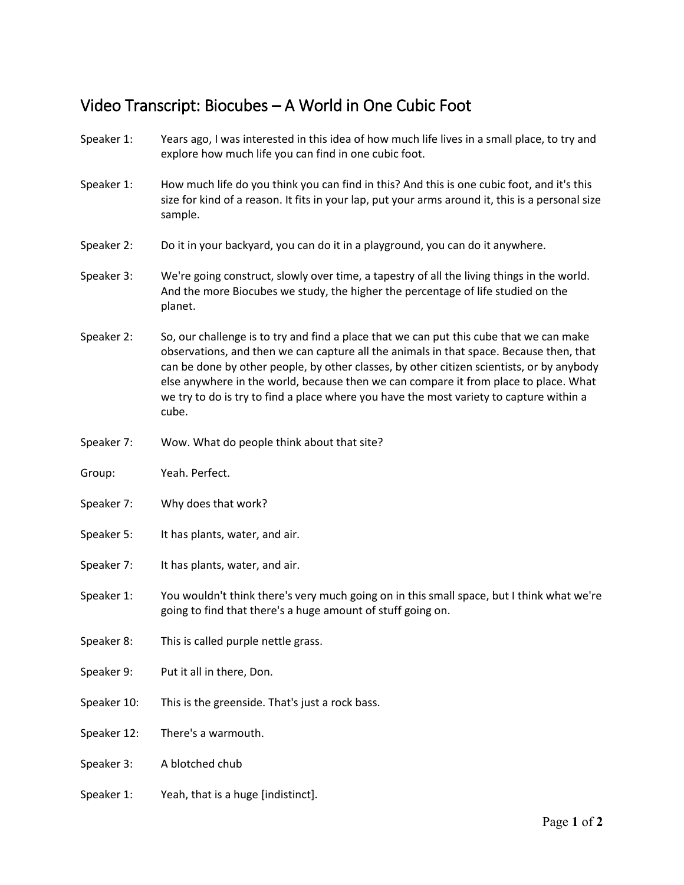# Video Transcript: Biocubes – A World in One Cubic Foot

Speaker 1: Years ago, I was interested in this idea of how much life lives in a small place, to try and explore how much life you can find in one cubic foot.

Speaker 1: How much life do you think you can find in this? And this is one cubic foot, and it's this size for kind of a reason. It fits in your lap, put your arms around it, this is a personal size sample.

Speaker 2: Do it in your backyard, you can do it in a playground, you can do it anywhere.

Speaker 3: We're going construct, slowly over time, a tapestry of all the living things in the world. And the more Biocubes we study, the higher the percentage of life studied on the planet.

Speaker 2: So, our challenge is to try and find a place that we can put this cube that we can make observations, and then we can capture all the animals in that space. Because then, that can be done by other people, by other classes, by other citizen scientists, or by anybody else anywhere in the world, because then we can compare it from place to place. What we try to do is try to find a place where you have the most variety to capture within a cube.

Speaker 7: Wow. What do people think about that site?

Group: Yeah. Perfect.

Speaker 7: Why does that work?

Speaker 5: It has plants, water, and air.

Speaker 7: It has plants, water, and air.

Speaker 1: You wouldn't think there's very much going on in this small space, but I think what we're going to find that there's a huge amount of stuff going on.

Speaker 8: This is called purple nettle grass.

Speaker 9: Put it all in there, Don.

Speaker 10: This is the greenside. That's just a rock bass.

Speaker 12: There's a warmouth.

Speaker 3: A blotched chub

Speaker 1: Yeah, that is a huge [indistinct].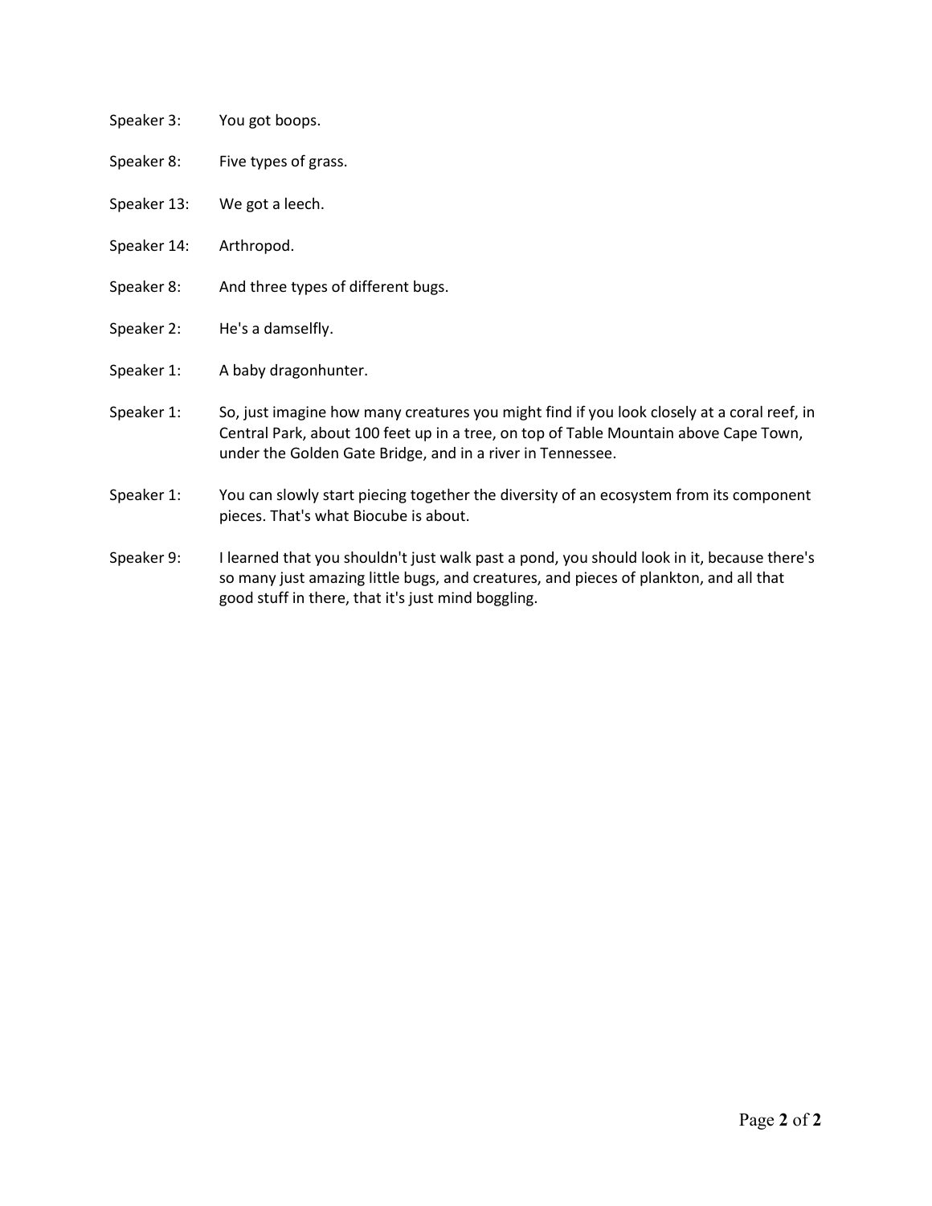Speaker 3: You got boops.

Speaker 8: Five types of grass.

Speaker 13: We got a leech.

Speaker 14: Arthropod.

Speaker 8: And three types of different bugs.

Speaker 2: He's a damselfly.

Speaker 1: A baby dragonhunter.

Speaker 1: So, just imagine how many creatures you might find if you look closely at a coral reef, in Central Park, about 100 feet up in a tree, on top of Table Mountain above Cape Town, under the Golden Gate Bridge, and in a river in Tennessee.

Speaker 1: You can slowly start piecing together the diversity of an ecosystem from its component pieces. That's what Biocube is about.

Speaker 9: I learned that you shouldn't just walk past a pond, you should look in it, because there's so many just amazing little bugs, and creatures, and pieces of plankton, and all that good stuff in there, that it's just mind boggling.